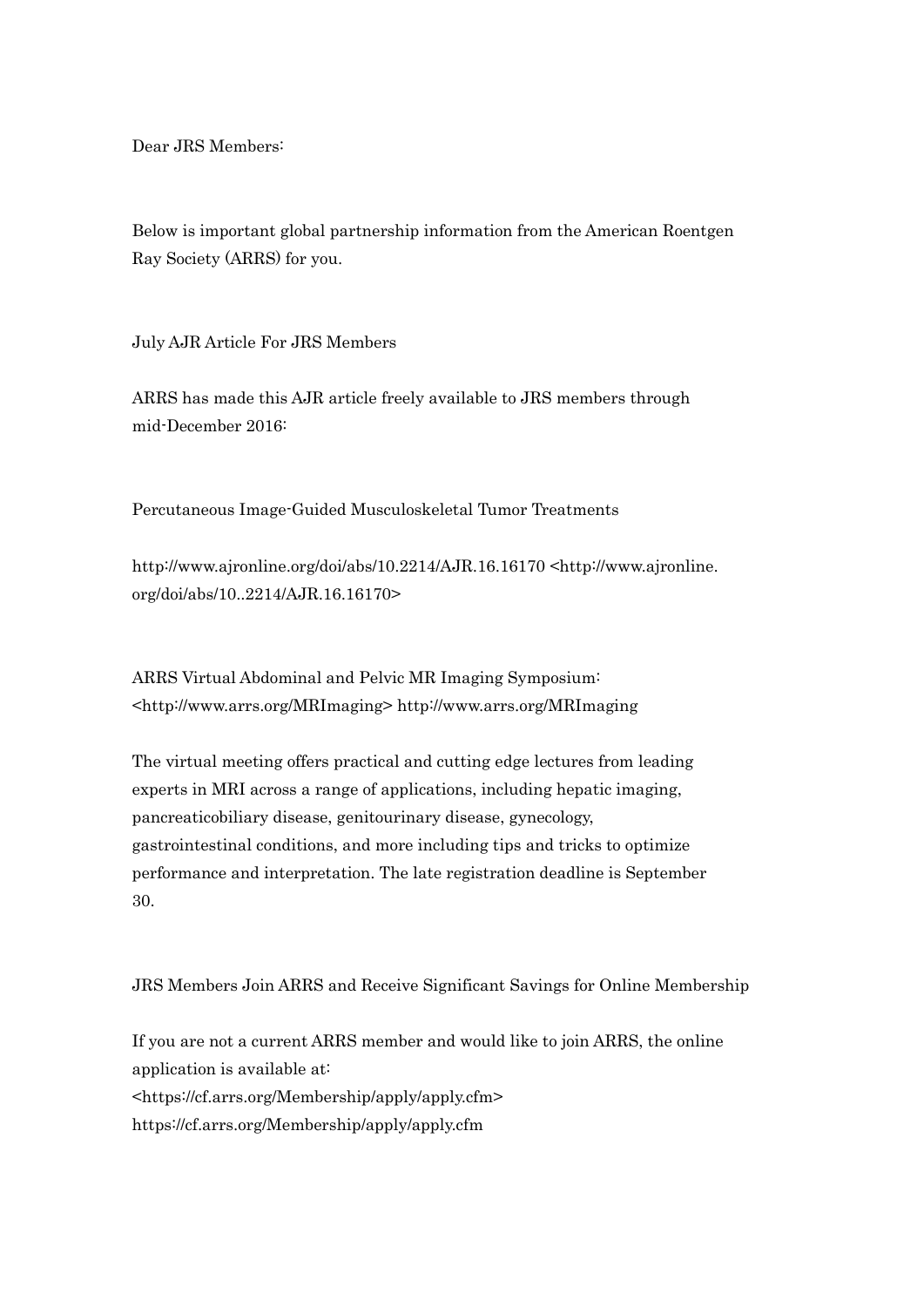Dear JRS Members:

Below is important global partnership information from the American Roentgen Ray Society (ARRS) for you.

July AJR Article For JRS Members

ARRS has made this AJR article freely available to JRS members through mid-December 2016:

Percutaneous Image-Guided Musculoskeletal Tumor Treatments

http://www.ajronline.org/doi/abs/10.2214/AJR.16.16170 <http://www.ajronline.org/doi/abs/10..2214/AJR.16.16170>

ARRS Virtual Abdominal and Pelvic MR Imaging Symposium: <http://www.arrs.org/MRImaging> http://www.arrs.org/MRImaging

The virtual meeting offers practical and cutting edge lectures from leading experts in MRI across a range of applications, including hepatic imaging, pancreaticobiliary disease, genitourinary disease, gynecology, gastrointestinal conditions, and more including tips and tricks to optimize performance and interpretation. The late registration deadline is September 30.

JRS Members Join ARRS and Receive Significant Savings for Online Membership

If you are not a current ARRS member and would like to join ARRS, the online application is available at:
<https://cf.arrs.org/Membership/apply/apply.cfm>
https://cf.arrs.org/Membership/apply/apply.cfm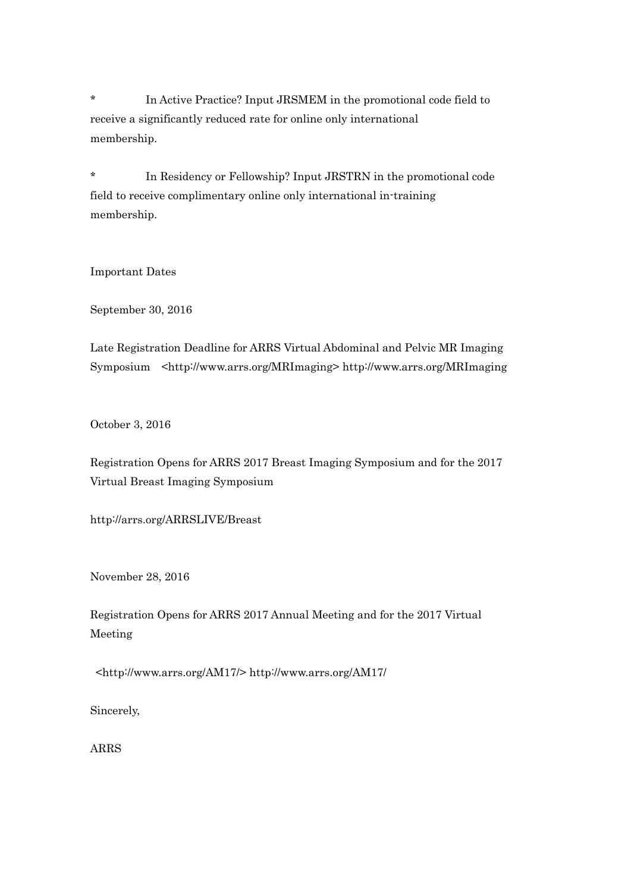* In Active Practice? Input JRSMEM in the promotional code field to receive a significantly reduced rate for online only international membership.

* In Residency or Fellowship? Input JRSTRN in the promotional code field to receive complimentary online only international in-training membership.

Important Dates

September 30, 2016

Late Registration Deadline for ARRS Virtual Abdominal and Pelvic MR Imaging Symposium <http://www.arrs.org/MRImaging> http://www.arrs.org/MRImaging

October 3, 2016

Registration Opens for ARRS 2017 Breast Imaging Symposium and for the 2017 Virtual Breast Imaging Symposium

http://arrs.org/ARRSLIVE/Breast

November 28, 2016

Registration Opens for ARRS 2017 Annual Meeting and for the 2017 Virtual Meeting

<http://www.arrs.org/AM17/> http://www.arrs.org/AM17/

Sincerely,

ARRS